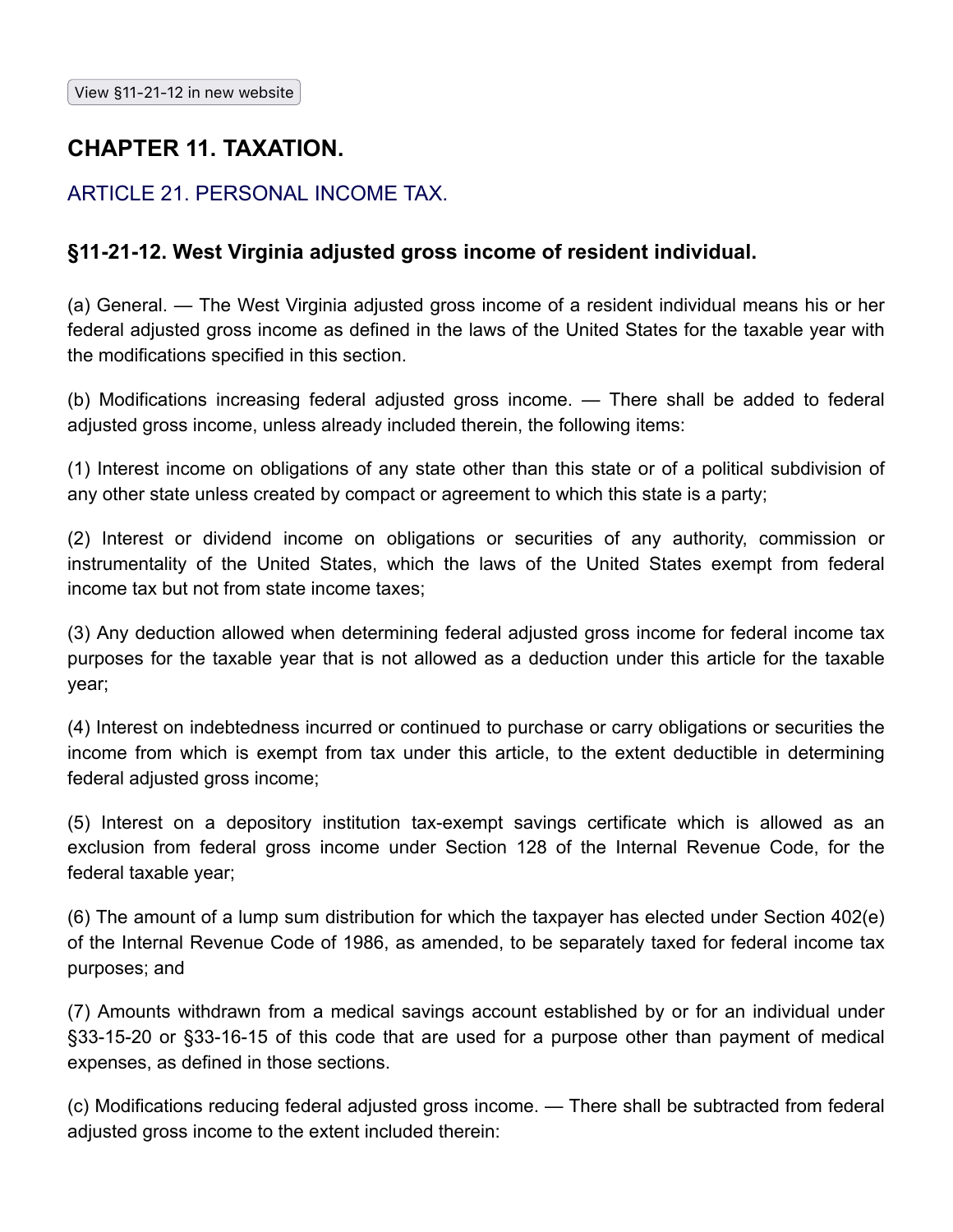View §11-21-12 in new website

## CHAPTER 11. TAXATION.

### ARTICLE 21. PERSONAL INCOME TAX.

### §11-21-12. West Virginia adjusted gross income of resident individual.

(a) General. — The West Virginia adjusted gross income of a resident individual means his or her federal adjusted gross income as defined in the laws of the United States for the taxable year with the modifications specified in this section.

(b) Modifications increasing federal adjusted gross income. — There shall be added to federal adjusted gross income, unless already included therein, the following items:

(1) Interest income on obligations of any state other than this state or of a political subdivision of any other state unless created by compact or agreement to which this state is a party;

(2) Interest or dividend income on obligations or securities of any authority, commission or instrumentality of the United States, which the laws of the United States exempt from federal income tax but not from state income taxes;

(3) Any deduction allowed when determining federal adjusted gross income for federal income tax purposes for the taxable year that is not allowed as a deduction under this article for the taxable year;

(4) Interest on indebtedness incurred or continued to purchase or carry obligations or securities the income from which is exempt from tax under this article, to the extent deductible in determining federal adjusted gross income;

(5) Interest on a depository institution tax-exempt savings certificate which is allowed as an exclusion from federal gross income under Section 128 of the Internal Revenue Code, for the federal taxable year;

(6) The amount of a lump sum distribution for which the taxpayer has elected under Section 402(e) of the Internal Revenue Code of 1986, as amended, to be separately taxed for federal income tax purposes; and

(7) Amounts withdrawn from a medical savings account established by or for an individual under §33-15-20 or §33-16-15 of this code that are used for a purpose other than payment of medical expenses, as defined in those sections.

(c) Modifications reducing federal adjusted gross income. — There shall be subtracted from federal adjusted gross income to the extent included therein: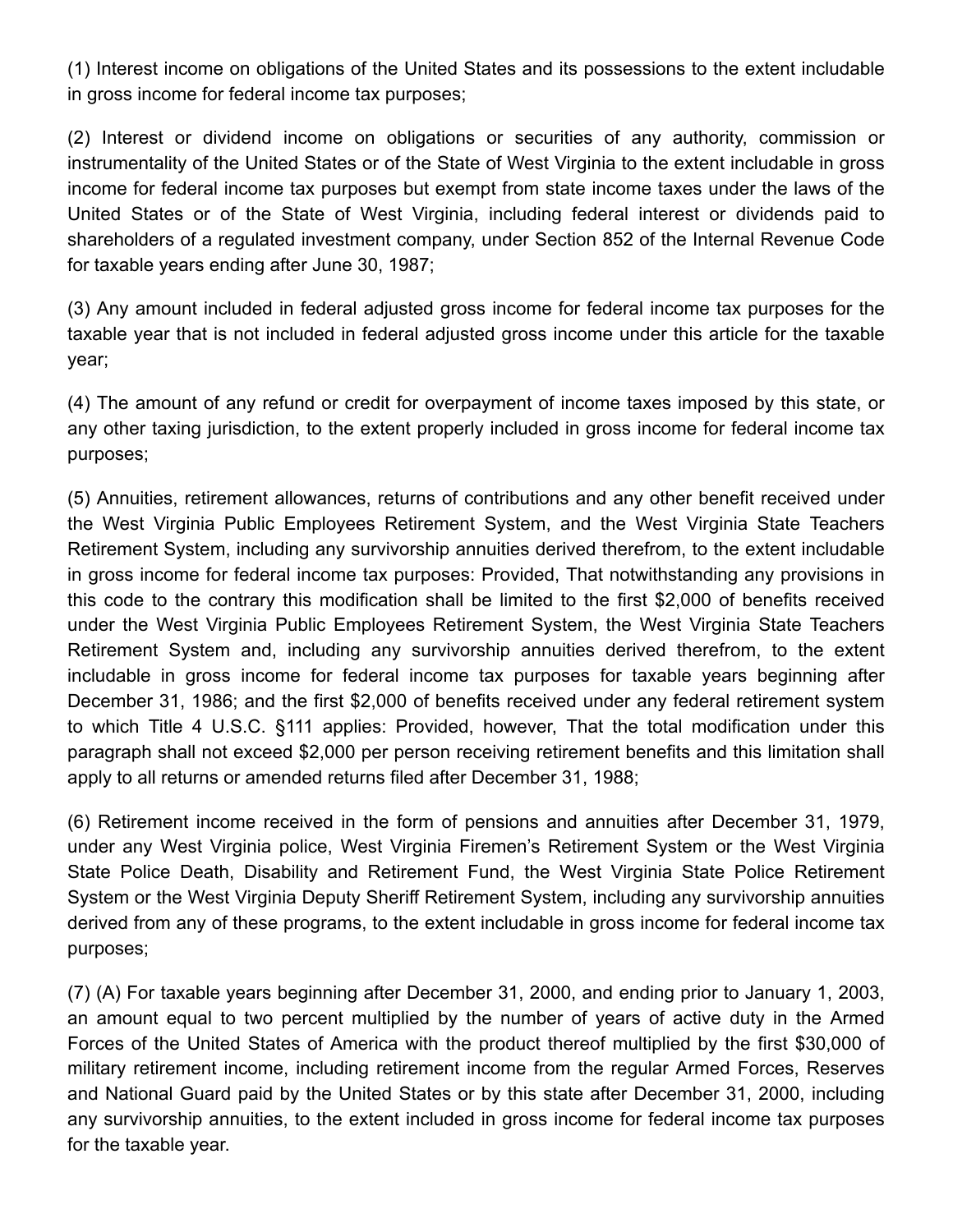(1) Interest income on obligations of the United States and its possessions to the extent includable in gross income for federal income tax purposes;

(2) Interest or dividend income on obligations or securities of any authority, commission or instrumentality of the United States or of the State of West Virginia to the extent includable in gross income for federal income tax purposes but exempt from state income taxes under the laws of the United States or of the State of West Virginia, including federal interest or dividends paid to shareholders of a regulated investment company, under Section 852 of the Internal Revenue Code for taxable years ending after June 30, 1987;

(3) Any amount included in federal adjusted gross income for federal income tax purposes for the taxable year that is not included in federal adjusted gross income under this article for the taxable year;

(4) The amount of any refund or credit for overpayment of income taxes imposed by this state, or any other taxing jurisdiction, to the extent properly included in gross income for federal income tax purposes;

(5) Annuities, retirement allowances, returns of contributions and any other benefit received under the West Virginia Public Employees Retirement System, and the West Virginia State Teachers Retirement System, including any survivorship annuities derived therefrom, to the extent includable in gross income for federal income tax purposes: Provided, That notwithstanding any provisions in this code to the contrary this modification shall be limited to the first $2,000 of benefits received under the West Virginia Public Employees Retirement System, the West Virginia State Teachers Retirement System and, including any survivorship annuities derived therefrom, to the extent includable in gross income for federal income tax purposes for taxable years beginning after December 31, 1986; and the first $2,000 of benefits received under any federal retirement system to which Title 4 U.S.C. §111 applies: Provided, however, That the total modification under this paragraph shall not exceed $2,000 per person receiving retirement benefits and this limitation shall apply to all returns or amended returns filed after December 31, 1988;

(6) Retirement income received in the form of pensions and annuities after December 31, 1979, under any West Virginia police, West Virginia Firemen's Retirement System or the West Virginia State Police Death, Disability and Retirement Fund, the West Virginia State Police Retirement System or the West Virginia Deputy Sheriff Retirement System, including any survivorship annuities derived from any of these programs, to the extent includable in gross income for federal income tax purposes;

(7) (A) For taxable years beginning after December 31, 2000, and ending prior to January 1, 2003, an amount equal to two percent multiplied by the number of years of active duty in the Armed Forces of the United States of America with the product thereof multiplied by the first $30,000 of military retirement income, including retirement income from the regular Armed Forces, Reserves and National Guard paid by the United States or by this state after December 31, 2000, including any survivorship annuities, to the extent included in gross income for federal income tax purposes for the taxable year.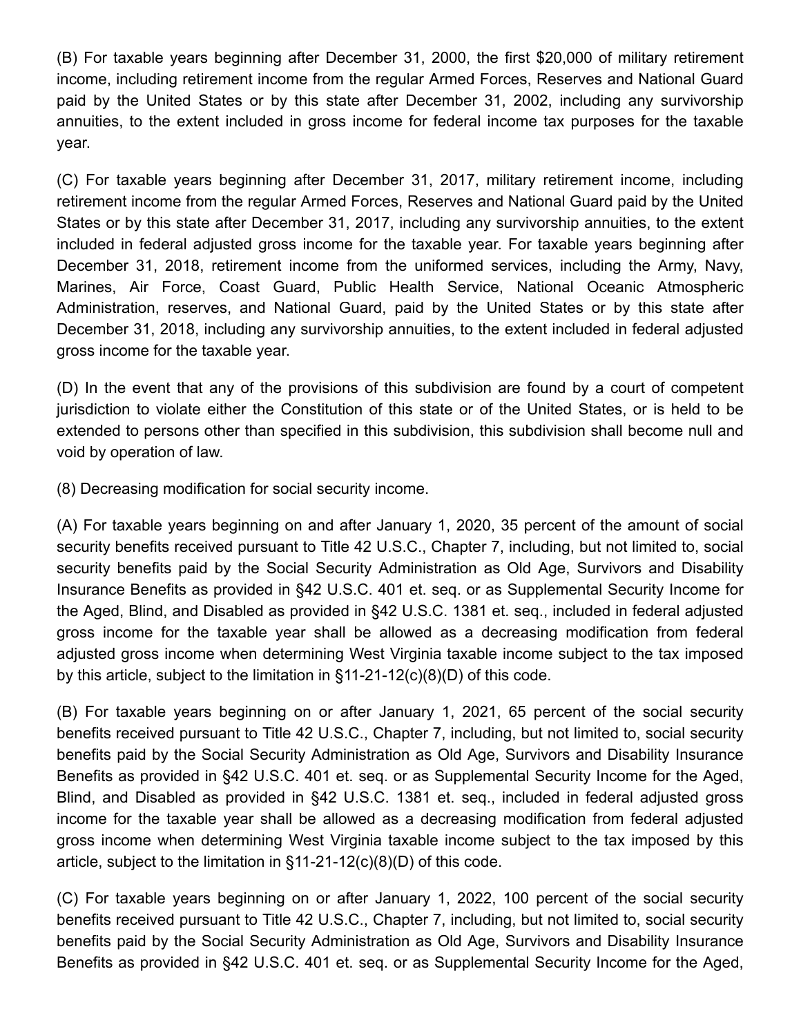(B) For taxable years beginning after December 31, 2000, the first $20,000 of military retirement income, including retirement income from the regular Armed Forces, Reserves and National Guard paid by the United States or by this state after December 31, 2002, including any survivorship annuities, to the extent included in gross income for federal income tax purposes for the taxable year.

(C) For taxable years beginning after December 31, 2017, military retirement income, including retirement income from the regular Armed Forces, Reserves and National Guard paid by the United States or by this state after December 31, 2017, including any survivorship annuities, to the extent included in federal adjusted gross income for the taxable year. For taxable years beginning after December 31, 2018, retirement income from the uniformed services, including the Army, Navy, Marines, Air Force, Coast Guard, Public Health Service, National Oceanic Atmospheric Administration, reserves, and National Guard, paid by the United States or by this state after December 31, 2018, including any survivorship annuities, to the extent included in federal adjusted gross income for the taxable year.

(D) In the event that any of the provisions of this subdivision are found by a court of competent jurisdiction to violate either the Constitution of this state or of the United States, or is held to be extended to persons other than specified in this subdivision, this subdivision shall become null and void by operation of law.

(8) Decreasing modification for social security income.

(A) For taxable years beginning on and after January 1, 2020, 35 percent of the amount of social security benefits received pursuant to Title 42 U.S.C., Chapter 7, including, but not limited to, social security benefits paid by the Social Security Administration as Old Age, Survivors and Disability Insurance Benefits as provided in §42 U.S.C. 401 et. seq. or as Supplemental Security Income for the Aged, Blind, and Disabled as provided in §42 U.S.C. 1381 et. seq., included in federal adjusted gross income for the taxable year shall be allowed as a decreasing modification from federal adjusted gross income when determining West Virginia taxable income subject to the tax imposed by this article, subject to the limitation in §11-21-12(c)(8)(D) of this code.

(B) For taxable years beginning on or after January 1, 2021, 65 percent of the social security benefits received pursuant to Title 42 U.S.C., Chapter 7, including, but not limited to, social security benefits paid by the Social Security Administration as Old Age, Survivors and Disability Insurance Benefits as provided in §42 U.S.C. 401 et. seq. or as Supplemental Security Income for the Aged, Blind, and Disabled as provided in §42 U.S.C. 1381 et. seq., included in federal adjusted gross income for the taxable year shall be allowed as a decreasing modification from federal adjusted gross income when determining West Virginia taxable income subject to the tax imposed by this article, subject to the limitation in §11-21-12(c)(8)(D) of this code.

(C) For taxable years beginning on or after January 1, 2022, 100 percent of the social security benefits received pursuant to Title 42 U.S.C., Chapter 7, including, but not limited to, social security benefits paid by the Social Security Administration as Old Age, Survivors and Disability Insurance Benefits as provided in §42 U.S.C. 401 et. seq. or as Supplemental Security Income for the Aged,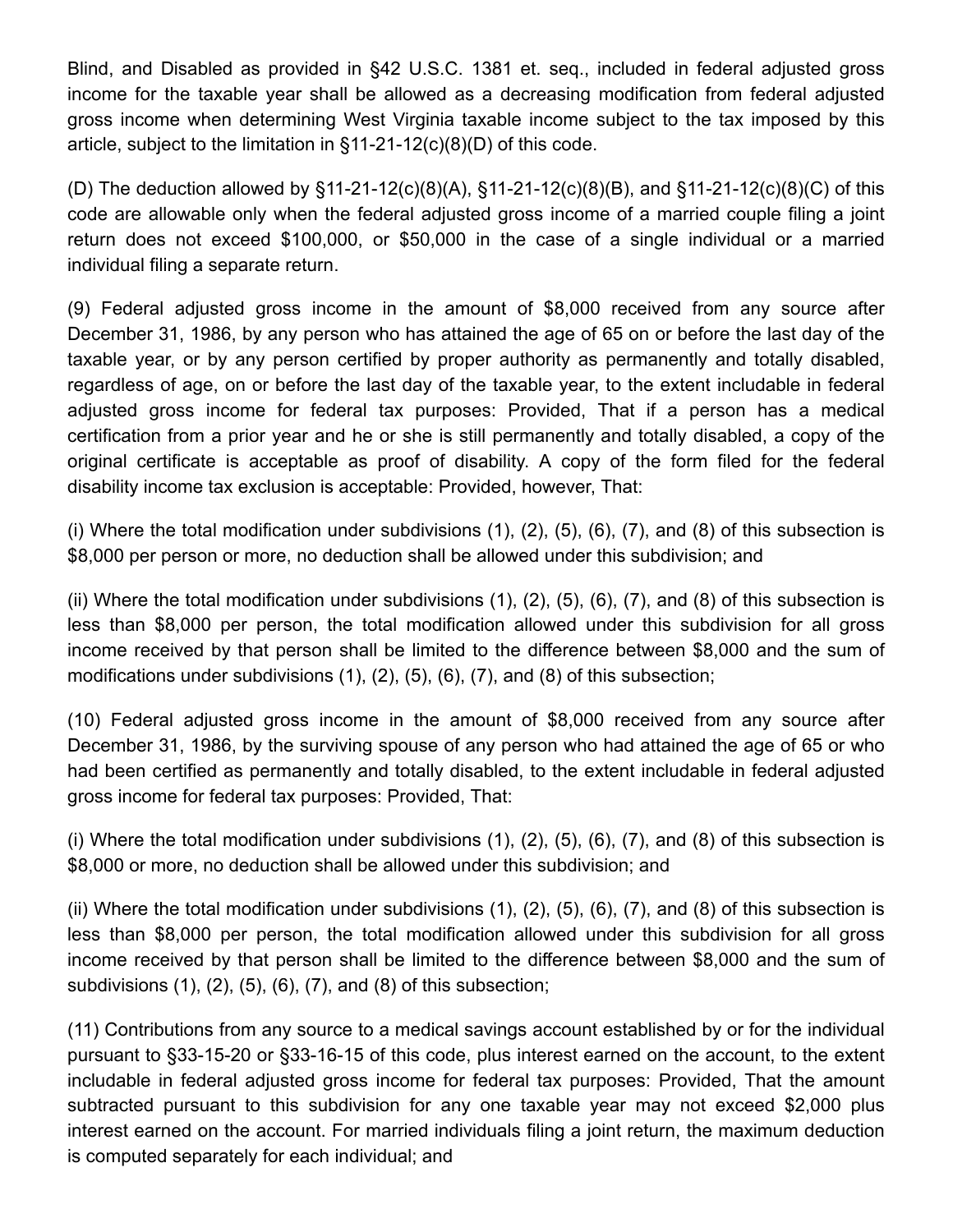Blind, and Disabled as provided in §42 U.S.C. 1381 et. seq., included in federal adjusted gross income for the taxable year shall be allowed as a decreasing modification from federal adjusted gross income when determining West Virginia taxable income subject to the tax imposed by this article, subject to the limitation in §11-21-12(c)(8)(D) of this code.

(D) The deduction allowed by §11-21-12(c)(8)(A), §11-21-12(c)(8)(B), and §11-21-12(c)(8)(C) of this code are allowable only when the federal adjusted gross income of a married couple filing a joint return does not exceed $100,000, or $50,000 in the case of a single individual or a married individual filing a separate return.

(9) Federal adjusted gross income in the amount of $8,000 received from any source after December 31, 1986, by any person who has attained the age of 65 on or before the last day of the taxable year, or by any person certified by proper authority as permanently and totally disabled, regardless of age, on or before the last day of the taxable year, to the extent includable in federal adjusted gross income for federal tax purposes: Provided, That if a person has a medical certification from a prior year and he or she is still permanently and totally disabled, a copy of the original certificate is acceptable as proof of disability. A copy of the form filed for the federal disability income tax exclusion is acceptable: Provided, however, That:

(i) Where the total modification under subdivisions (1), (2), (5), (6), (7), and (8) of this subsection is $8,000 per person or more, no deduction shall be allowed under this subdivision; and

(ii) Where the total modification under subdivisions (1), (2), (5), (6), (7), and (8) of this subsection is less than $8,000 per person, the total modification allowed under this subdivision for all gross income received by that person shall be limited to the difference between $8,000 and the sum of modifications under subdivisions (1), (2), (5), (6), (7), and (8) of this subsection;

(10) Federal adjusted gross income in the amount of $8,000 received from any source after December 31, 1986, by the surviving spouse of any person who had attained the age of 65 or who had been certified as permanently and totally disabled, to the extent includable in federal adjusted gross income for federal tax purposes: Provided, That:

(i) Where the total modification under subdivisions (1), (2), (5), (6), (7), and (8) of this subsection is $8,000 or more, no deduction shall be allowed under this subdivision; and

(ii) Where the total modification under subdivisions (1), (2), (5), (6), (7), and (8) of this subsection is less than $8,000 per person, the total modification allowed under this subdivision for all gross income received by that person shall be limited to the difference between $8,000 and the sum of subdivisions (1), (2), (5), (6), (7), and (8) of this subsection;

(11) Contributions from any source to a medical savings account established by or for the individual pursuant to §33-15-20 or §33-16-15 of this code, plus interest earned on the account, to the extent includable in federal adjusted gross income for federal tax purposes: Provided, That the amount subtracted pursuant to this subdivision for any one taxable year may not exceed $2,000 plus interest earned on the account. For married individuals filing a joint return, the maximum deduction is computed separately for each individual; and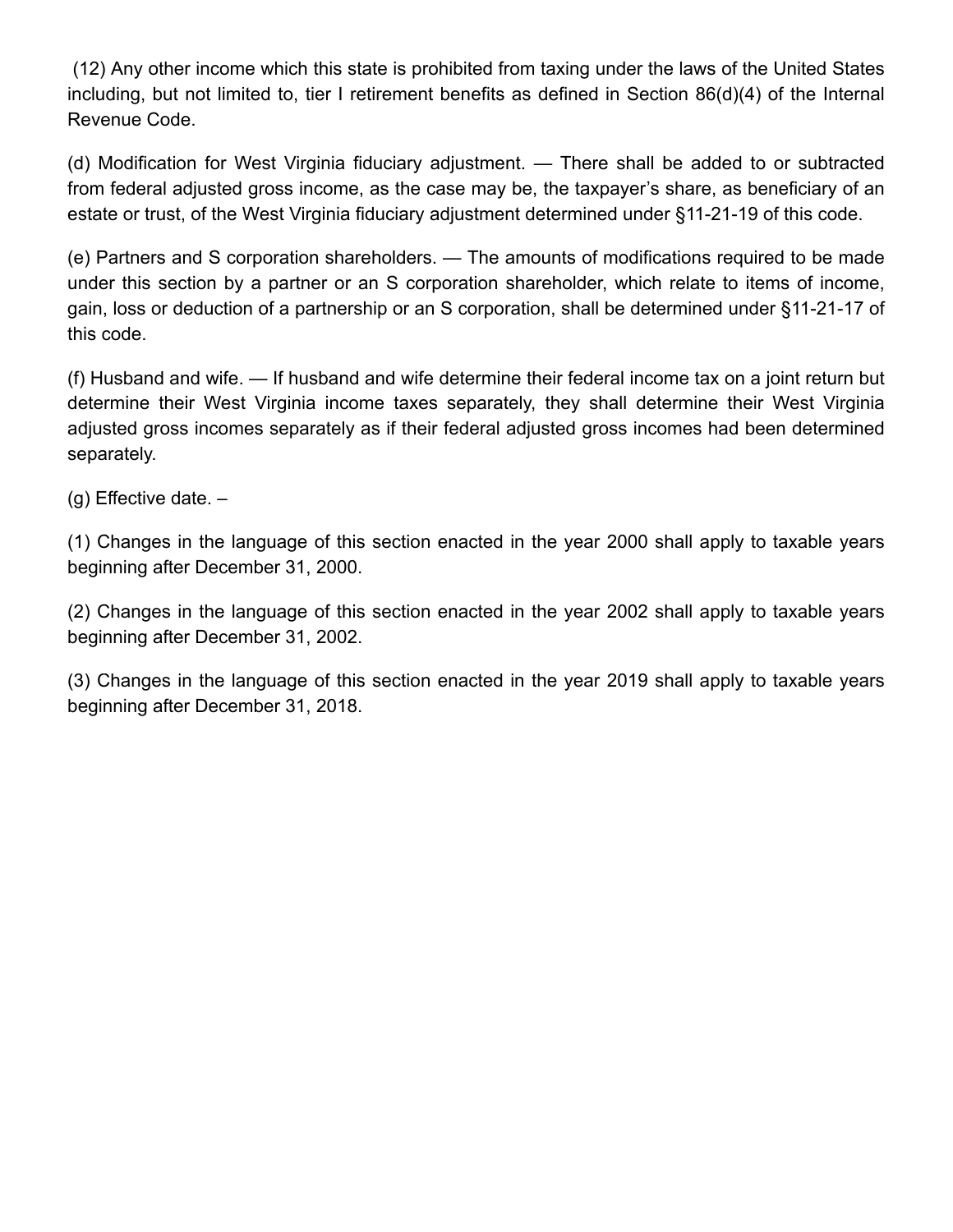(12) Any other income which this state is prohibited from taxing under the laws of the United States including, but not limited to, tier I retirement benefits as defined in Section 86(d)(4) of the Internal Revenue Code.

(d) Modification for West Virginia fiduciary adjustment. — There shall be added to or subtracted from federal adjusted gross income, as the case may be, the taxpayer's share, as beneficiary of an estate or trust, of the West Virginia fiduciary adjustment determined under §11-21-19 of this code.

(e) Partners and S corporation shareholders. — The amounts of modifications required to be made under this section by a partner or an S corporation shareholder, which relate to items of income, gain, loss or deduction of a partnership or an S corporation, shall be determined under §11-21-17 of this code.

(f) Husband and wife. — If husband and wife determine their federal income tax on a joint return but determine their West Virginia income taxes separately, they shall determine their West Virginia adjusted gross incomes separately as if their federal adjusted gross incomes had been determined separately.

(g) Effective date. –

(1) Changes in the language of this section enacted in the year 2000 shall apply to taxable years beginning after December 31, 2000.

(2) Changes in the language of this section enacted in the year 2002 shall apply to taxable years beginning after December 31, 2002.

(3) Changes in the language of this section enacted in the year 2019 shall apply to taxable years beginning after December 31, 2018.